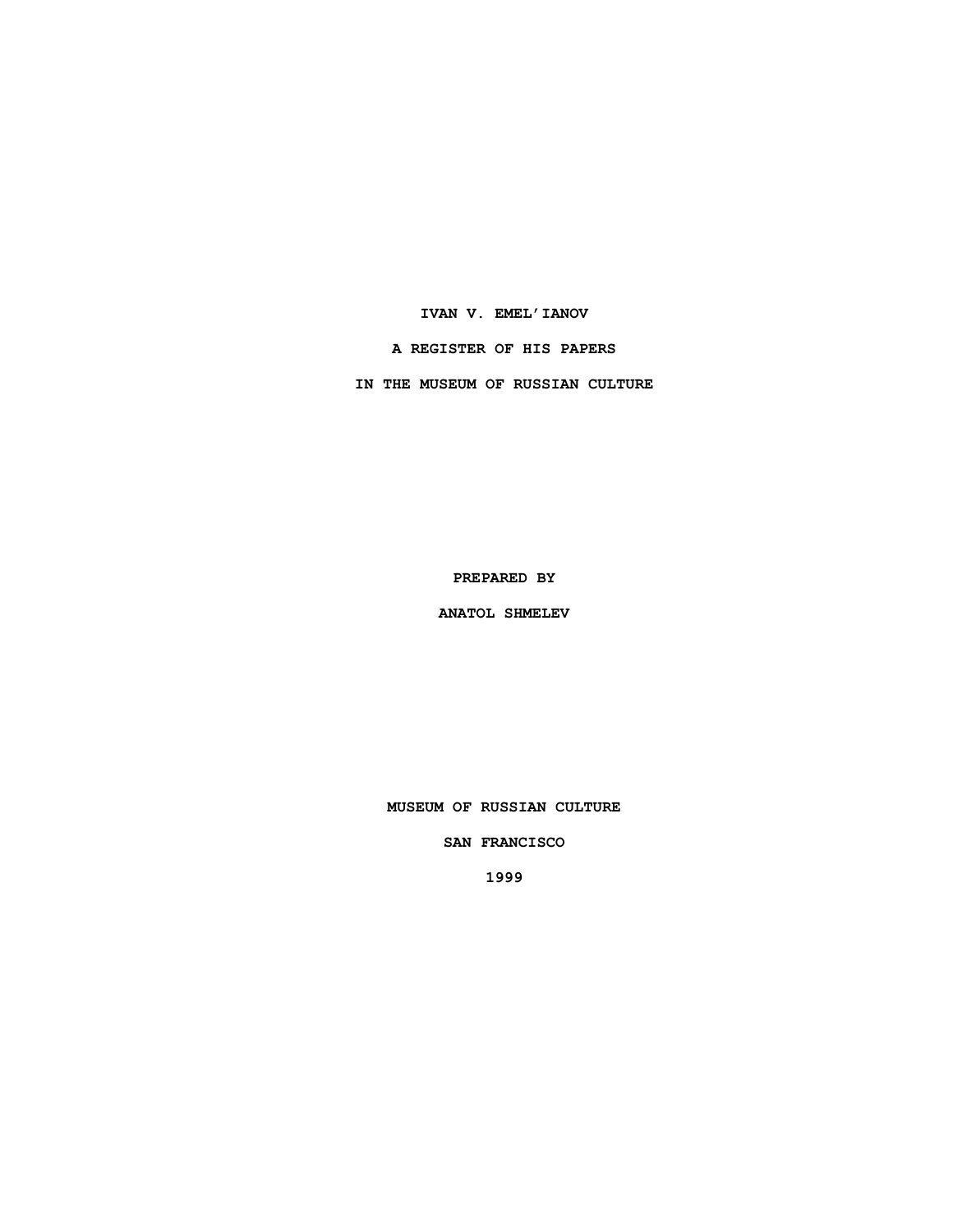# IVAN V. EMEL'IANOV

## A REGISTER OF HIS PAPERS

## IN THE MUSEUM OF RUSSIAN CULTURE

PREPARED BY

ANATOL SHMELEV

MUSEUM OF RUSSIAN CULTURE

SAN FRANCISCO

1999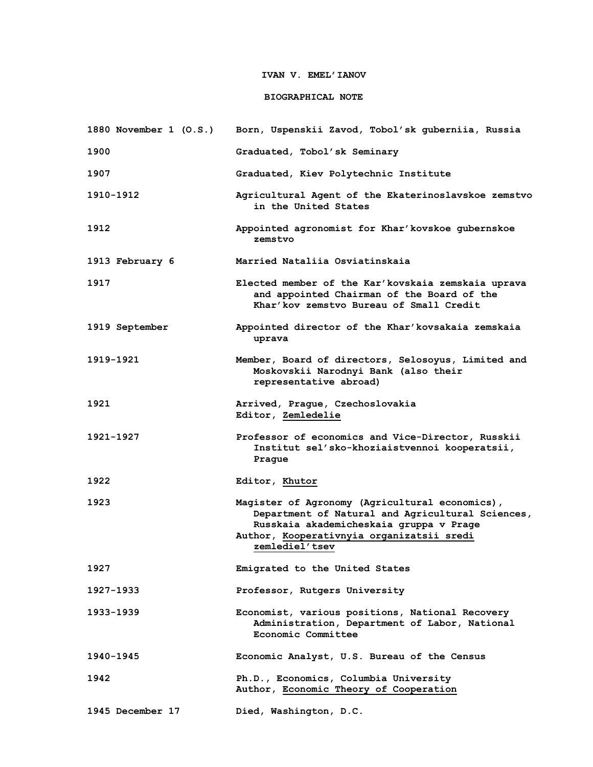# IVAN V. EMEL'IANOV

## BIOGRAPHICAL NOTE

| | |
|---|---|
| 1880 November 1 (O.S.) | Born, Uspenskii Zavod, Tobol'sk guberniia, Russia |
| 1900 | Graduated, Tobol'sk Seminary |
| 1907 | Graduated, Kiev Polytechnic Institute |
| 1910-1912 | Agricultural Agent of the Ekaterinoslavskoe zemstvo in the United States |
| 1912 | Appointed agronomist for Khar'kovskoe gubernskoe zemstvo |
| 1913 February 6 | Married Nataliia Osviatinskaia |
| 1917 | Elected member of the Kar'kovskaia zemskaia uprava and appointed Chairman of the Board of the Khar'kov zemstvo Bureau of Small Credit |
| 1919 September | Appointed director of the Khar'kovsakaia zemskaia uprava |
| 1919-1921 | Member, Board of directors, Selosoyus, Limited and Moskovskii Narodnyi Bank (also their representative abroad) |
| 1921 | Arrived, Prague, Czechoslovakia<br>Editor, <u>Zemledelie</u> |
| 1921-1927 | Professor of economics and Vice-Director, Russkii Institut sel'sko-khoziaistvennoi kooperatsii, Prague |
| 1922 | Editor, <u>Khutor</u> |
| 1923 | Magister of Agronomy (Agricultural economics), Department of Natural and Agricultural Sciences, Russkaia akademicheskaia gruppa v Prage<br>Author, <u>Kooperativnyia organizatsii sredi zemlediel'tsev</u> |
| 1927 | Emigrated to the United States |
| 1927-1933 | Professor, Rutgers University |
| 1933-1939 | Economist, various positions, National Recovery Administration, Department of Labor, National Economic Committee |
| 1940-1945 | Economic Analyst, U.S. Bureau of the Census |
| 1942 | Ph.D., Economics, Columbia University<br>Author, <u>Economic Theory of Cooperation</u> |
| 1945 December 17 | Died, Washington, D.C. |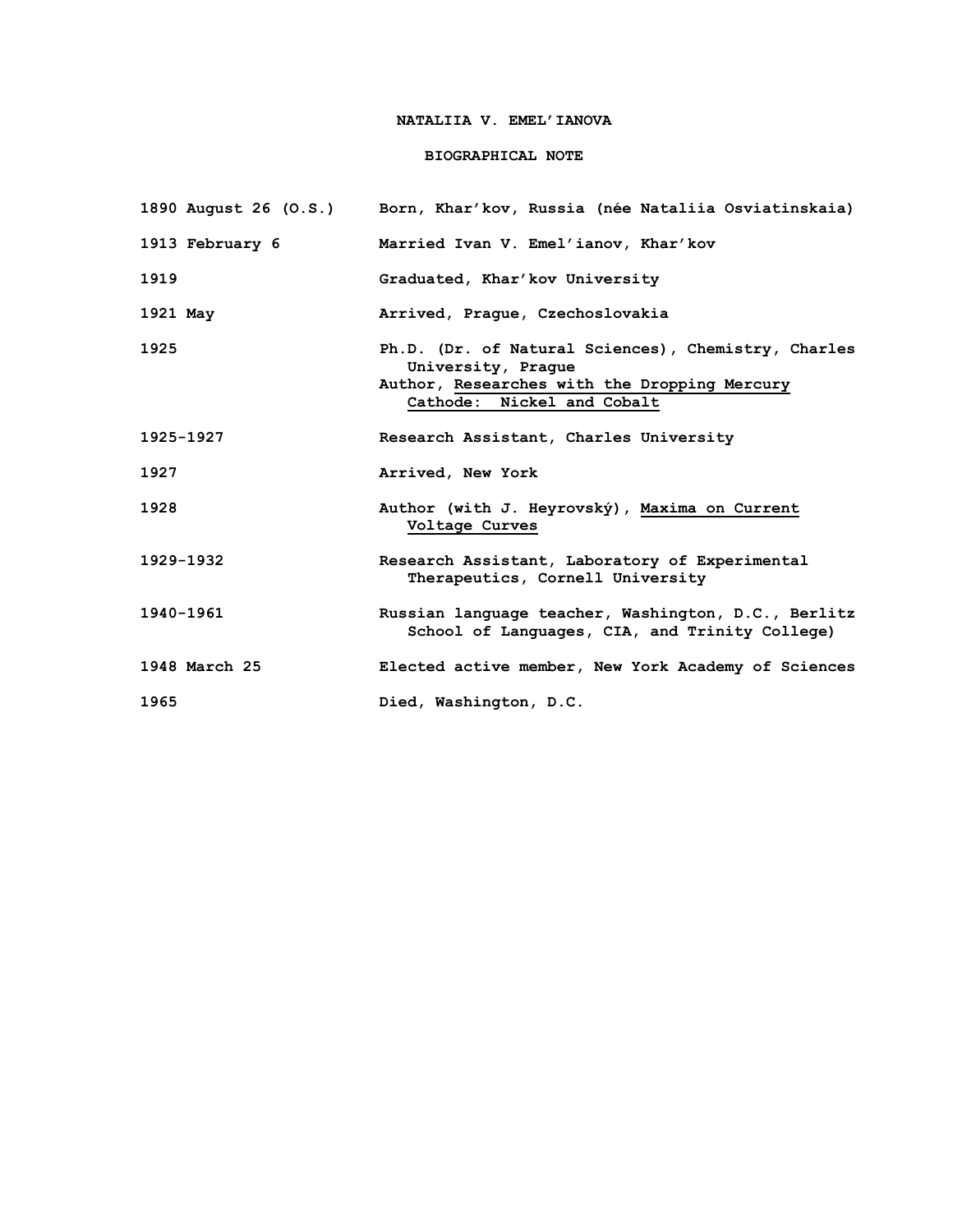# NATALIIA V. EMEL'IANOVA

## BIOGRAPHICAL NOTE

| | |
|---|---|
| 1890 August 26 (O.S.) | Born, Khar'kov, Russia (née Nataliia Osviatinskaia) |
| 1913 February 6 | Married Ivan V. Emel'ianov, Khar'kov |
| 1919 | Graduated, Khar'kov University |
| 1921 May | Arrived, Prague, Czechoslovakia |
| 1925 | Ph.D. (Dr. of Natural Sciences), Chemistry, Charles University, Prague<br>Author, Researches with the Dropping Mercury Cathode: Nickel and Cobalt |
| 1925-1927 | Research Assistant, Charles University |
| 1927 | Arrived, New York |
| 1928 | Author (with J. Heyrovský), Maxima on Current Voltage Curves |
| 1929-1932 | Research Assistant, Laboratory of Experimental Therapeutics, Cornell University |
| 1940-1961 | Russian language teacher, Washington, D.C., Berlitz School of Languages, CIA, and Trinity College) |
| 1948 March 25 | Elected active member, New York Academy of Sciences |
| 1965 | Died, Washington, D.C. |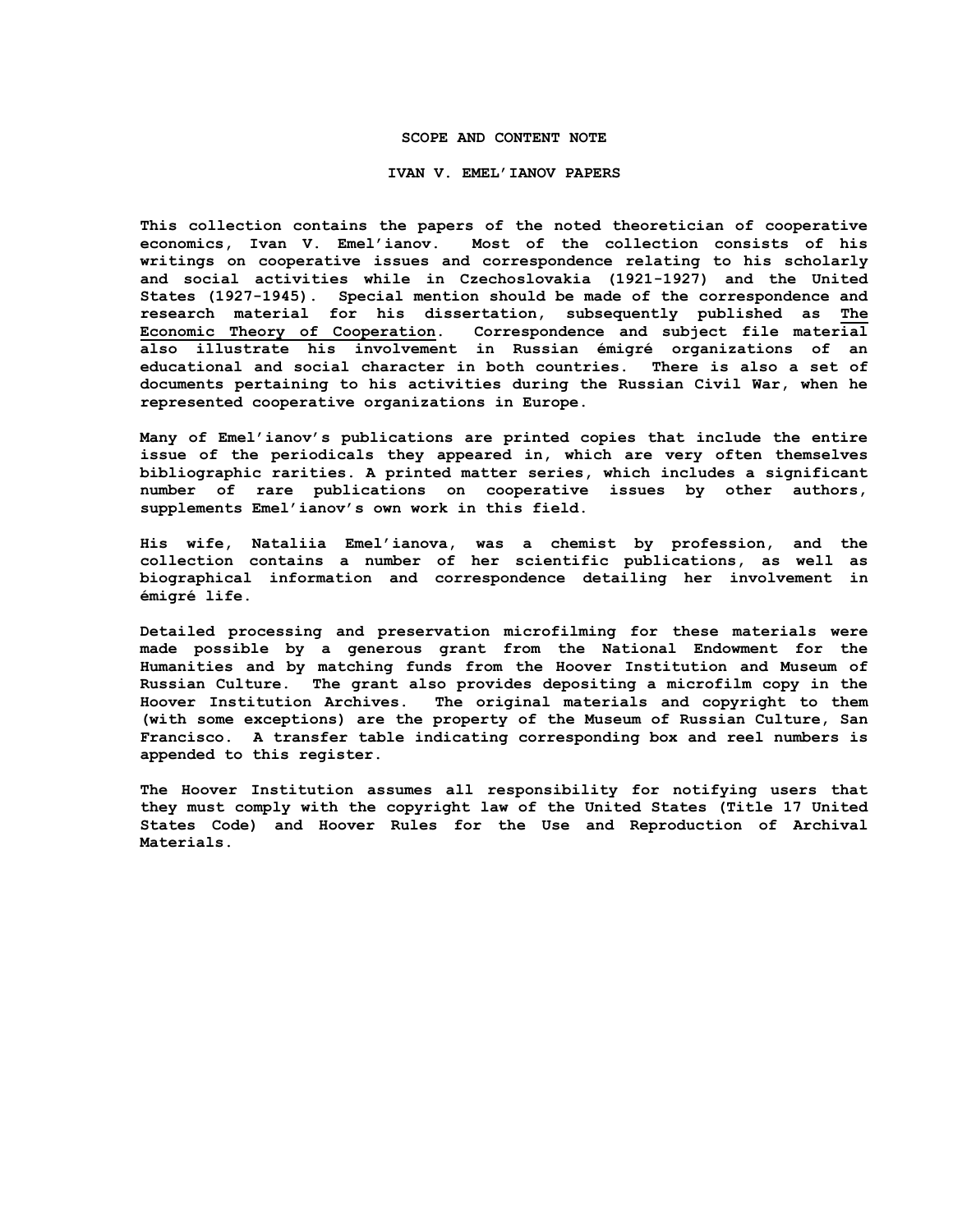## SCOPE AND CONTENT NOTE

### IVAN V. EMEL'IANOV PAPERS

This collection contains the papers of the noted theoretician of cooperative economics, Ivan V. Emel'ianov. Most of the collection consists of his writings on cooperative issues and correspondence relating to his scholarly and social activities while in Czechoslovakia (1921-1927) and the United States (1927-1945). Special mention should be made of the correspondence and research material for his dissertation, subsequently published as The Economic Theory of Cooperation. Correspondence and subject file material also illustrate his involvement in Russian émigré organizations of an educational and social character in both countries. There is also a set of documents pertaining to his activities during the Russian Civil War, when he represented cooperative organizations in Europe.

Many of Emel'ianov's publications are printed copies that include the entire issue of the periodicals they appeared in, which are very often themselves bibliographic rarities. A printed matter series, which includes a significant number of rare publications on cooperative issues by other authors, supplements Emel'ianov's own work in this field.

His wife, Nataliia Emel'ianova, was a chemist by profession, and the collection contains a number of her scientific publications, as well as biographical information and correspondence detailing her involvement in émigré life.

Detailed processing and preservation microfilming for these materials were made possible by a generous grant from the National Endowment for the Humanities and by matching funds from the Hoover Institution and Museum of Russian Culture. The grant also provides depositing a microfilm copy in the Hoover Institution Archives. The original materials and copyright to them (with some exceptions) are the property of the Museum of Russian Culture, San Francisco. A transfer table indicating corresponding box and reel numbers is appended to this register.

The Hoover Institution assumes all responsibility for notifying users that they must comply with the copyright law of the United States (Title 17 United States Code) and Hoover Rules for the Use and Reproduction of Archival Materials.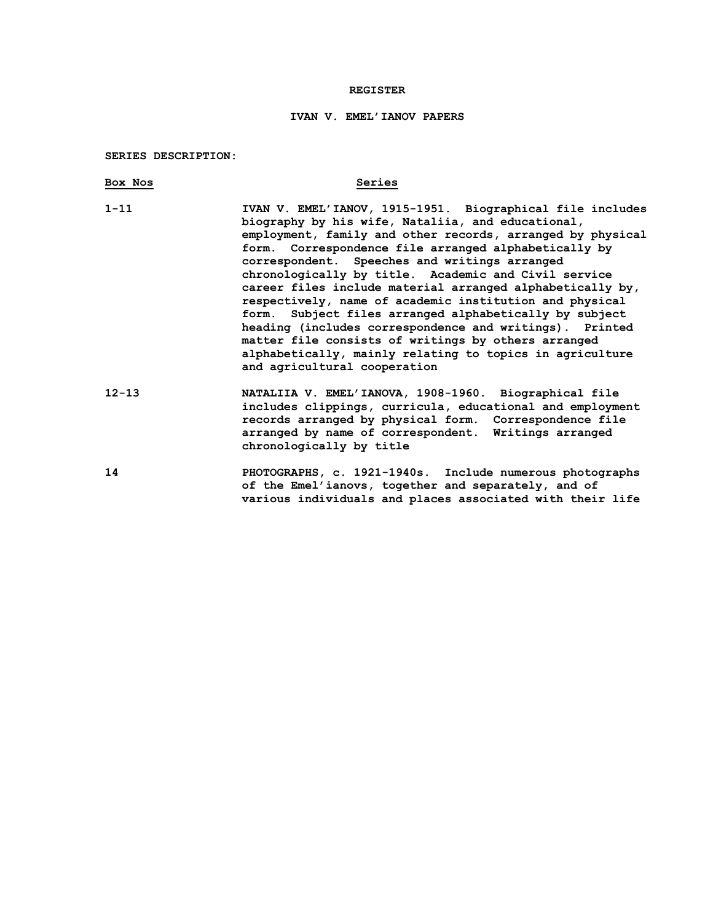**REGISTER**

**IVAN V. EMEL'IANOV PAPERS**

**SERIES DESCRIPTION:**

| Box Nos | Series |
|---|---|
| 1-11 | IVAN V. EMEL'IANOV, 1915-1951. Biographical file includes biography by his wife, Nataliia, and educational, employment, family and other records, arranged by physical form. Correspondence file arranged alphabetically by correspondent. Speeches and writings arranged chronologically by title. Academic and Civil service career files include material arranged alphabetically by, respectively, name of academic institution and physical form. Subject files arranged alphabetically by subject heading (includes correspondence and writings). Printed matter file consists of writings by others arranged alphabetically, mainly relating to topics in agriculture and agricultural cooperation |
| 12-13 | NATALIIA V. EMEL'IANOVA, 1908-1960. Biographical file includes clippings, curricula, educational and employment records arranged by physical form. Correspondence file arranged by name of correspondent. Writings arranged chronologically by title |
| 14 | PHOTOGRAPHS, c. 1921-1940s. Include numerous photographs of the Emel'ianovs, together and separately, and of various individuals and places associated with their life |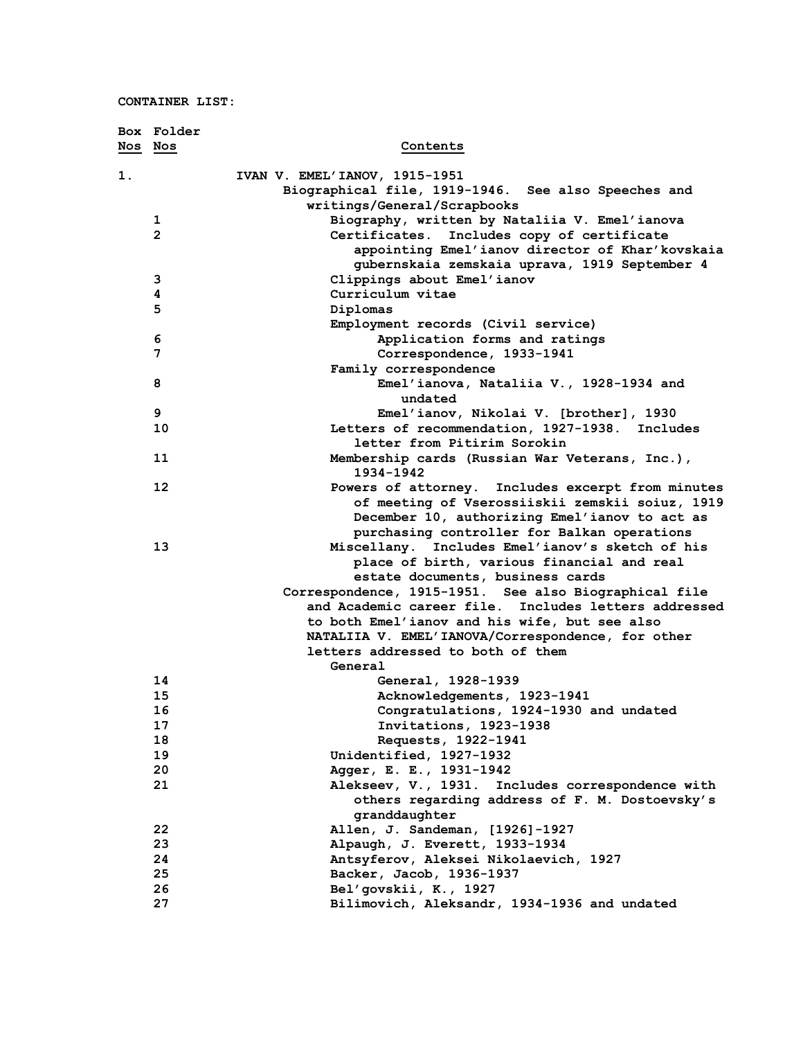CONTAINER LIST:

| Box Nos | Folder Nos | Contents |
|---|---|---|
| 1. | | IVAN V. EMEL'IANOV, 1915-1951 |
| | | Biographical file, 1919-1946. See also Speeches and writings/General/Scrapbooks |
| | 1 | Biography, written by Nataliia V. Emel'ianova |
| | 2 | Certificates. Includes copy of certificate appointing Emel'ianov director of Khar'kovskaia gubernskaia zemskaia uprava, 1919 September 4 |
| | 3 | Clippings about Emel'ianov |
| | 4 | Curriculum vitae |
| | 5 | Diplomas |
| | | Employment records (Civil service) |
| | 6 | Application forms and ratings |
| | 7 | Correspondence, 1933-1941 |
| | | Family correspondence |
| | 8 | Emel'ianova, Nataliia V., 1928-1934 and undated |
| | 9 | Emel'ianov, Nikolai V. [brother], 1930 |
| | 10 | Letters of recommendation, 1927-1938. Includes letter from Pitirim Sorokin |
| | 11 | Membership cards (Russian War Veterans, Inc.), 1934-1942 |
| | 12 | Powers of attorney. Includes excerpt from minutes of meeting of Vserossiiskii zemskii soiuz, 1919 December 10, authorizing Emel'ianov to act as purchasing controller for Balkan operations |
| | 13 | Miscellany. Includes Emel'ianov's sketch of his place of birth, various financial and real estate documents, business cards |
| | | Correspondence, 1915-1951. See also Biographical file and Academic career file. Includes letters addressed to both Emel'ianov and his wife, but see also NATALIIA V. EMEL'IANOVA/Correspondence, for other letters addressed to both of them |
| | | General |
| | 14 | General, 1928-1939 |
| | 15 | Acknowledgements, 1923-1941 |
| | 16 | Congratulations, 1924-1930 and undated |
| | 17 | Invitations, 1923-1938 |
| | 18 | Requests, 1922-1941 |
| | 19 | Unidentified, 1927-1932 |
| | 20 | Agger, E. E., 1931-1942 |
| | 21 | Alekseev, V., 1931. Includes correspondence with others regarding address of F. M. Dostoevsky's granddaughter |
| | 22 | Allen, J. Sandeman, [1926]-1927 |
| | 23 | Alpaugh, J. Everett, 1933-1934 |
| | 24 | Antsyferov, Aleksei Nikolaevich, 1927 |
| | 25 | Backer, Jacob, 1936-1937 |
| | 26 | Bel'govskii, K., 1927 |
| | 27 | Bilimovich, Aleksandr, 1934-1936 and undated |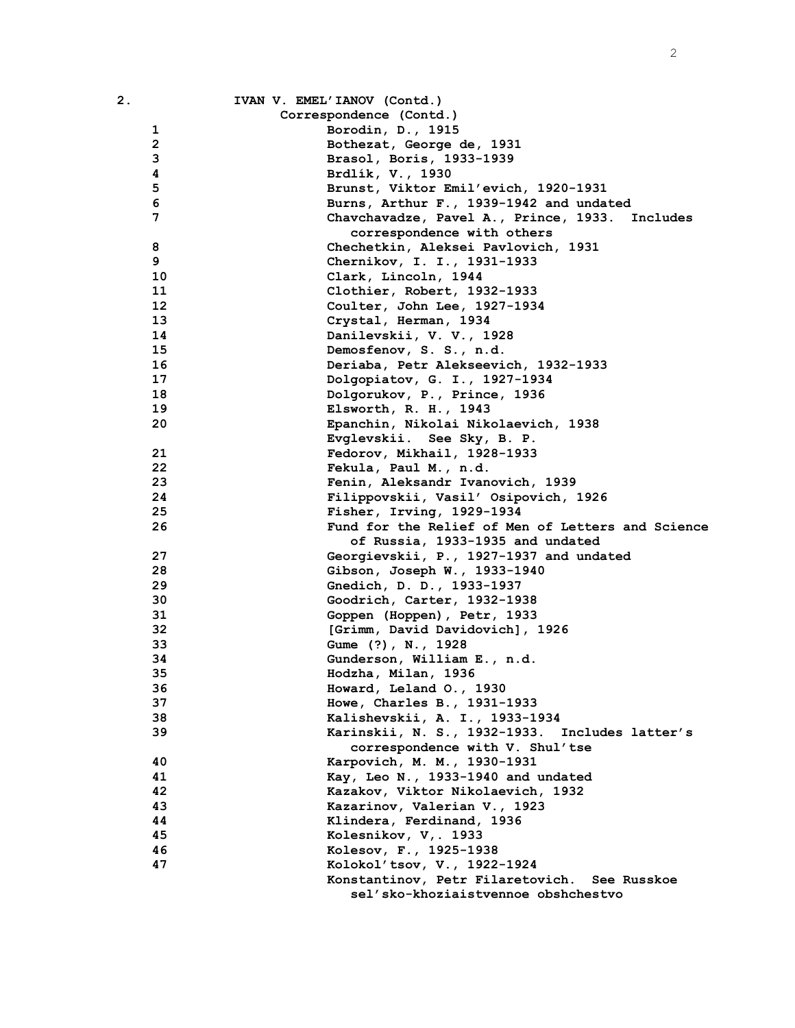**2. IVAN V. EMEL'IANOV (Contd.)**

**Correspondence (Contd.)**

| | |
|---|---|
| 1 | Borodin, D., 1915 |
| 2 | Bothezat, George de, 1931 |
| 3 | Brasol, Boris, 1933-1939 |
| 4 | Brdlík, V., 1930 |
| 5 | Brunst, Viktor Emil'evich, 1920-1931 |
| 6 | Burns, Arthur F., 1939-1942 and undated |
| 7 | Chavchavadze, Pavel A., Prince, 1933. Includes correspondence with others |
| 8 | Chechetkin, Aleksei Pavlovich, 1931 |
| 9 | Chernikov, I. I., 1931-1933 |
| 10 | Clark, Lincoln, 1944 |
| 11 | Clothier, Robert, 1932-1933 |
| 12 | Coulter, John Lee, 1927-1934 |
| 13 | Crystal, Herman, 1934 |
| 14 | Danilevskii, V. V., 1928 |
| 15 | Demosfenov, S. S., n.d. |
| 16 | Deriaba, Petr Alekseevich, 1932-1933 |
| 17 | Dolgopiatov, G. I., 1927-1934 |
| 18 | Dolgorukov, P., Prince, 1936 |
| 19 | Elsworth, R. H., 1943 |
| 20 | Epanchin, Nikolai Nikolaevich, 1938 |
| | Evglevskii. See Sky, B. P. |
| 21 | Fedorov, Mikhail, 1928-1933 |
| 22 | Fekula, Paul M., n.d. |
| 23 | Fenin, Aleksandr Ivanovich, 1939 |
| 24 | Filippovskii, Vasil' Osipovich, 1926 |
| 25 | Fisher, Irving, 1929-1934 |
| 26 | Fund for the Relief of Men of Letters and Science of Russia, 1933-1935 and undated |
| 27 | Georgievskii, P., 1927-1937 and undated |
| 28 | Gibson, Joseph W., 1933-1940 |
| 29 | Gnedich, D. D., 1933-1937 |
| 30 | Goodrich, Carter, 1932-1938 |
| 31 | Goppen (Hoppen), Petr, 1933 |
| 32 | [Grimm, David Davidovich], 1926 |
| 33 | Gume (?), N., 1928 |
| 34 | Gunderson, William E., n.d. |
| 35 | Hodzha, Milan, 1936 |
| 36 | Howard, Leland O., 1930 |
| 37 | Howe, Charles B., 1931-1933 |
| 38 | Kalishevskii, A. I., 1933-1934 |
| 39 | Karinskii, N. S., 1932-1933. Includes latter's correspondence with V. Shul'tse |
| 40 | Karpovich, M. M., 1930-1931 |
| 41 | Kay, Leo N., 1933-1940 and undated |
| 42 | Kazakov, Viktor Nikolaevich, 1932 |
| 43 | Kazarinov, Valerian V., 1923 |
| 44 | Klindera, Ferdinand, 1936 |
| 45 | Kolesnikov, V,. 1933 |
| 46 | Kolesov, F., 1925-1938 |
| 47 | Kolokol'tsov, V., 1922-1924 |
| | Konstantinov, Petr Filaretovich. See Russkoe sel'sko-khoziaistvennoe obshchestvo |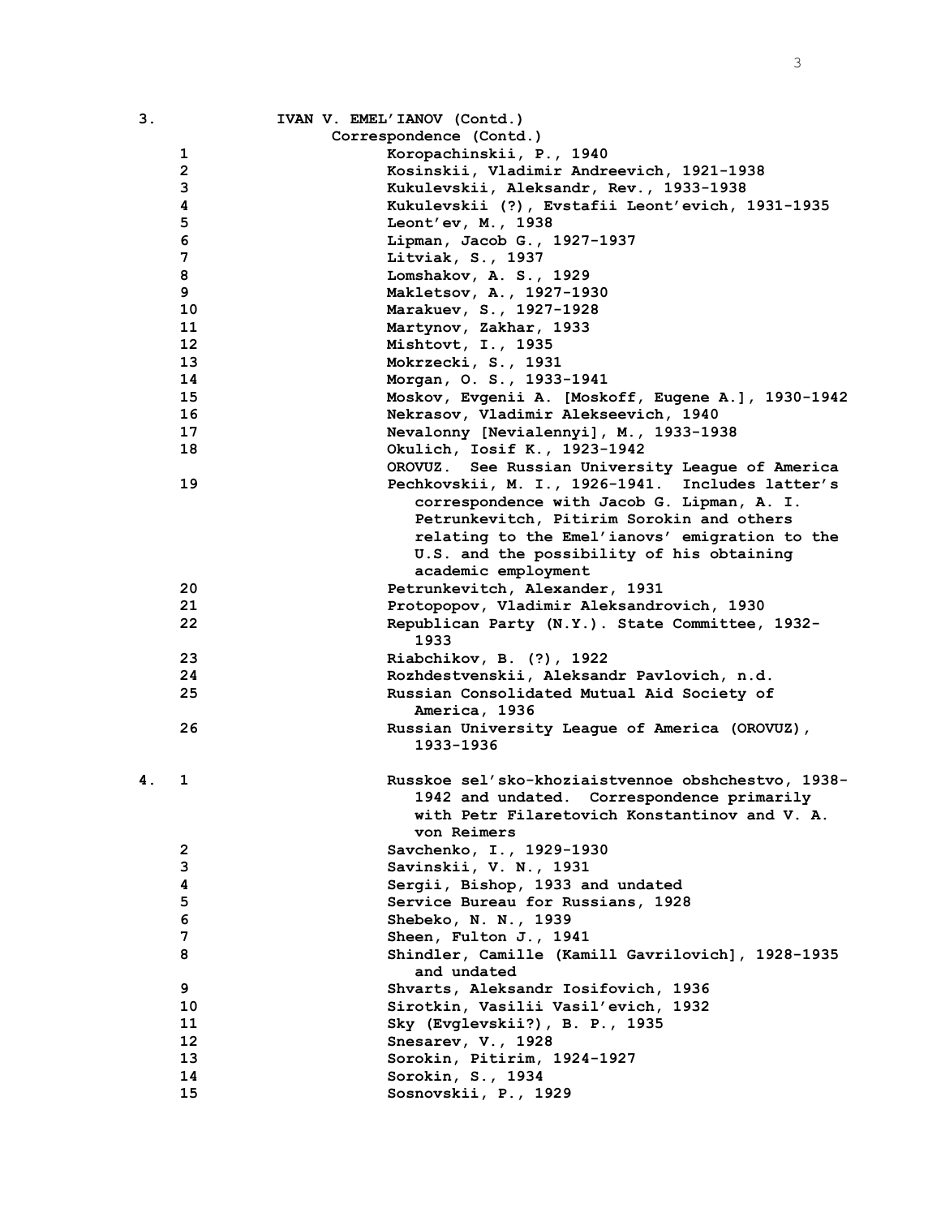| Box | Folder | |
|---|---|---|
| 3. | | **IVAN V. EMEL'IANOV (Contd.)** |
| | | **Correspondence (Contd.)** |
| | 1 | Koropachinskii, P., 1940 |
| | 2 | Kosinskii, Vladimir Andreevich, 1921-1938 |
| | 3 | Kukulevskii, Aleksandr, Rev., 1933-1938 |
| | 4 | Kukulevskii (?), Evstafii Leont'evich, 1931-1935 |
| | 5 | Leont'ev, M., 1938 |
| | 6 | Lipman, Jacob G., 1927-1937 |
| | 7 | Litviak, S., 1937 |
| | 8 | Lomshakov, A. S., 1929 |
| | 9 | Makletsov, A., 1927-1930 |
| | 10 | Marakuev, S., 1927-1928 |
| | 11 | Martynov, Zakhar, 1933 |
| | 12 | Mishtovt, I., 1935 |
| | 13 | Mokrzecki, S., 1931 |
| | 14 | Morgan, O. S., 1933-1941 |
| | 15 | Moskov, Evgenii A. [Moskoff, Eugene A.], 1930-1942 |
| | 16 | Nekrasov, Vladimir Alekseevich, 1940 |
| | 17 | Nevalonny [Nevialennyi], M., 1933-1938 |
| | 18 | Okulich, Iosif K., 1923-1942 |
| | | OROVUZ. See Russian University League of America |
| | 19 | Pechkovskii, M. I., 1926-1941. Includes latter's correspondence with Jacob G. Lipman, A. I. Petrunkevitch, Pitirim Sorokin and others relating to the Emel'ianovs' emigration to the U.S. and the possibility of his obtaining academic employment |
| | 20 | Petrunkevitch, Alexander, 1931 |
| | 21 | Protopopov, Vladimir Aleksandrovich, 1930 |
| | 22 | Republican Party (N.Y.). State Committee, 1932-1933 |
| | 23 | Riabchikov, B. (?), 1922 |
| | 24 | Rozhdestvenskii, Aleksandr Pavlovich, n.d. |
| | 25 | Russian Consolidated Mutual Aid Society of America, 1936 |
| | 26 | Russian University League of America (OROVUZ), 1933-1936 |
| 4. | 1 | Russkoe sel'sko-khoziaistvennoe obshchestvo, 1938-1942 and undated. Correspondence primarily with Petr Filaretovich Konstantinov and V. A. von Reimers |
| | 2 | Savchenko, I., 1929-1930 |
| | 3 | Savinskii, V. N., 1931 |
| | 4 | Sergii, Bishop, 1933 and undated |
| | 5 | Service Bureau for Russians, 1928 |
| | 6 | Shebeko, N. N., 1939 |
| | 7 | Sheen, Fulton J., 1941 |
| | 8 | Shindler, Camille (Kamill Gavrilovich], 1928-1935 and undated |
| | 9 | Shvarts, Aleksandr Iosifovich, 1936 |
| | 10 | Sirotkin, Vasilii Vasil'evich, 1932 |
| | 11 | Sky (Evglevskii?), B. P., 1935 |
| | 12 | Snesarev, V., 1928 |
| | 13 | Sorokin, Pitirim, 1924-1927 |
| | 14 | Sorokin, S., 1934 |
| | 15 | Sosnovskii, P., 1929 |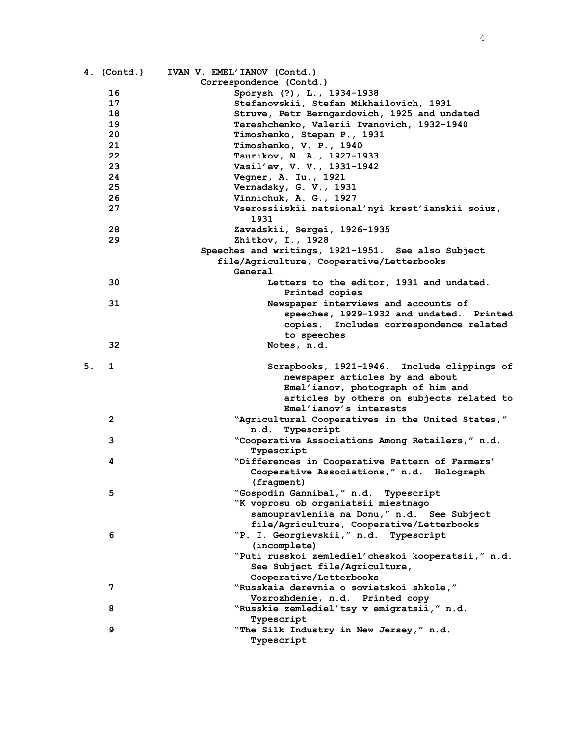**4. (Contd.)** **IVAN V. EMEL'IANOV (Contd.)**

Correspondence (Contd.)

| | | |
|---|---|---|
| | 16 | Sporysh (?), L., 1934-1938 |
| | 17 | Stefanovskii, Stefan Mikhailovich, 1931 |
| | 18 | Struve, Petr Berngardovich, 1925 and undated |
| | 19 | Tereshchenko, Valerii Ivanovich, 1932-1940 |
| | 20 | Timoshenko, Stepan P., 1931 |
| | 21 | Timoshenko, V. P., 1940 |
| | 22 | Tsurikov, N. A., 1927-1933 |
| | 23 | Vasil'ev, V. V., 1931-1942 |
| | 24 | Vegner, A. Iu., 1921 |
| | 25 | Vernadsky, G. V., 1931 |
| | 26 | Vinnichuk, A. G., 1927 |
| | 27 | Vserossiiskii natsional'nyi krest'ianskii soiuz, 1931 |
| | 28 | Zavadskii, Sergei, 1926-1935 |
| | 29 | Zhitkov, I., 1928 |

Speeches and writings, 1921-1951. See also Subject file/Agriculture, Cooperative/Letterbooks

General

| | | |
|---|---|---|
| | 30 | Letters to the editor, 1931 and undated. Printed copies |
| | 31 | Newspaper interviews and accounts of speeches, 1929-1932 and undated. Printed copies. Includes correspondence related to speeches |
| | 32 | Notes, n.d. |
| 5. | 1 | Scrapbooks, 1921-1946. Include clippings of newspaper articles by and about Emel'ianov, photograph of him and articles by others on subjects related to Emel'ianov's interests |
| | 2 | "Agricultural Cooperatives in the United States," n.d. Typescript |
| | 3 | "Cooperative Associations Among Retailers," n.d. Typescript |
| | 4 | "Differences in Cooperative Pattern of Farmers' Cooperative Associations," n.d. Holograph (fragment) |
| | 5 | "Gospodin Gannibal," n.d. Typescript |
| | | "K voprosu ob organiatsii miestnago samoupravleniia na Donu," n.d. See Subject file/Agriculture, Cooperative/Letterbooks |
| | 6 | "P. I. Georgievskii," n.d. Typescript (incomplete) |
| | | "Puti russkoi zemlediel'cheskoi kooperatsii," n.d. See Subject file/Agriculture, Cooperative/Letterbooks |
| | 7 | "Russkaia derevnia o sovietskoi shkole," _Vozrozhdenie_, n.d. Printed copy |
| | 8 | "Russkie zemlediel'tsy v emigratsii," n.d. Typescript |
| | 9 | "The Silk Industry in New Jersey," n.d. Typescript |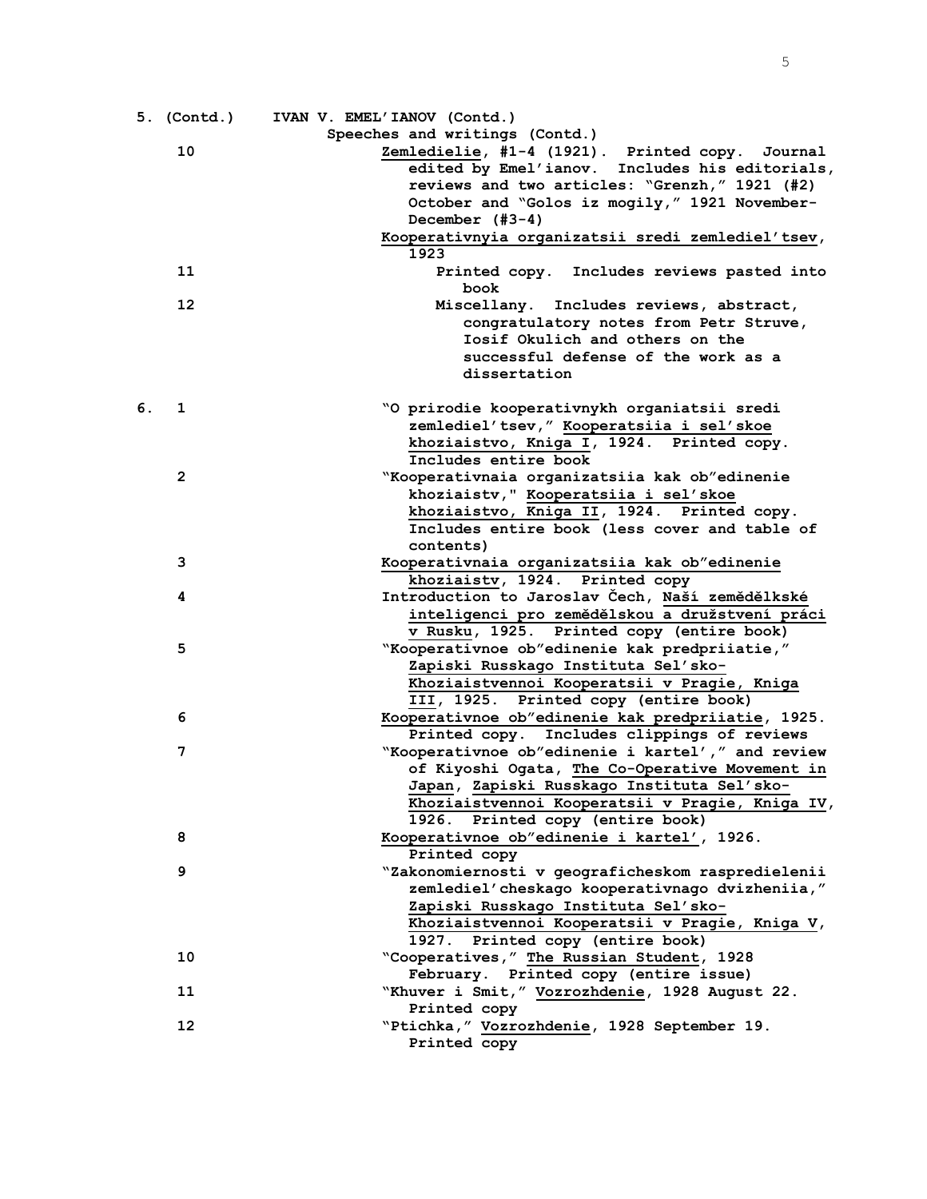**5. (Contd.) IVAN V. EMEL'IANOV (Contd.)**

**Speeches and writings (Contd.)**

| Box | Folder | Description |
|---|---|---|
| 5 (Contd.) | 10 | Zemledielie, #1-4 (1921). Printed copy. Journal edited by Emel'ianov. Includes his editorials, reviews and two articles: "Grenzh," 1921 (#2) October and "Golos iz mogily," 1921 November-December (#3-4) |
| | | Kooperativnyia organizatsii sredi zemledel'tsev, 1923 |
| | 11 | Printed copy. Includes reviews pasted into book |
| | 12 | Miscellany. Includes reviews, abstract, congratulatory notes from Petr Struve, Iosif Okulich and others on the successful defense of the work as a dissertation |
| 6. | 1 | "O prirodie kooperativnykh organiatsii sredi zemlediel'tsev," Kooperatsiia i sel'skoe khoziaistvo, Kniga I, 1924. Printed copy. Includes entire book |
| | 2 | "Kooperativnaia organizatsiia kak ob"edinenie khoziaistv," Kooperatsiia i sel'skoe khoziaistvo, Kniga II, 1924. Printed copy. Includes entire book (less cover and table of contents) |
| | 3 | Kooperativnaia organizatsiia kak ob"edinenie khoziaistv, 1924. Printed copy |
| | 4 | Introduction to Jaroslav Čech, Naší zemědělské inteligenci pro zemědělskou a družstvení práci v Rusku, 1925. Printed copy (entire book) |
| | 5 | "Kooperativnoe ob"edinenie kak predpriiatie," Zapiski Russkago Instituta Sel'sko-Khoziaistvennoi Kooperatsii v Pragie, Kniga III, 1925. Printed copy (entire book) |
| | 6 | Kooperativnoe ob"edinenie kak predpriiatie, 1925. Printed copy. Includes clippings of reviews |
| | 7 | "Kooperativnoe ob"edinenie i kartel'," and review of Kiyoshi Ogata, The Co-Operative Movement in Japan, Zapiski Russkago Instituta Sel'sko-Khoziaistvennoi Kooperatsii v Pragie, Kniga IV, 1926. Printed copy (entire book) |
| | 8 | Kooperativnoe ob"edinenie i kartel', 1926. Printed copy |
| | 9 | "Zakonomiernosti v geograficheskom raspredielenii zemlediel'cheskago kooperativnago dvizheniia," Zapiski Russkago Instituta Sel'sko-Khoziaistvennoi Kooperatsii v Pragie, Kniga V, 1927. Printed copy (entire book) |
| | 10 | "Cooperatives," The Russian Student, 1928 February. Printed copy (entire issue) |
| | 11 | "Khuver i Smit," Vozrozhdenie, 1928 August 22. Printed copy |
| | 12 | "Ptichka," Vozrozhdenie, 1928 September 19. Printed copy |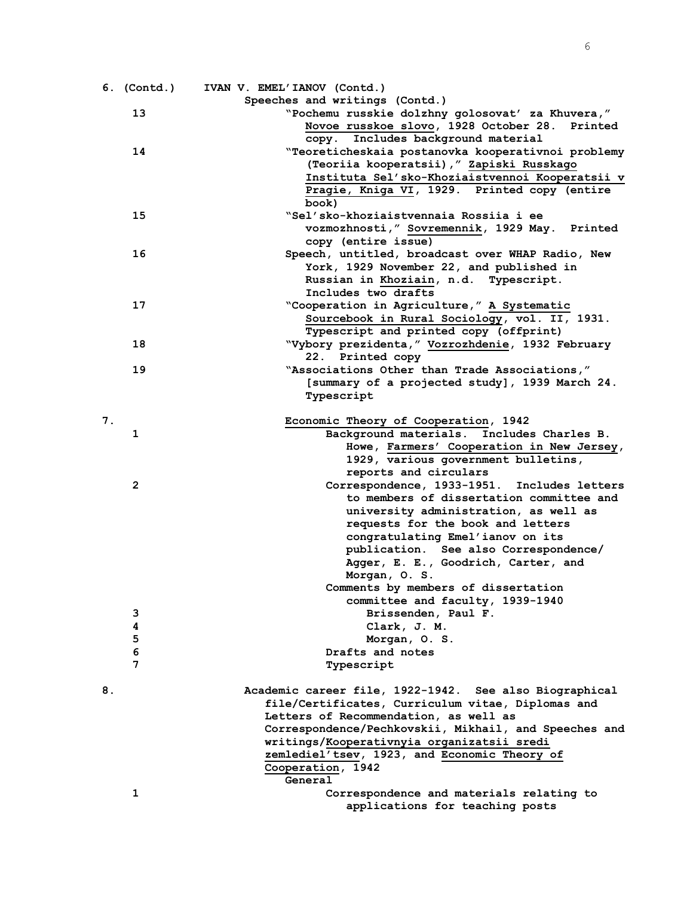6. (Contd.) IVAN V. EMEL'IANOV (Contd.)

Speeches and writings (Contd.)

13 "Pochemu russkie dolzhny golosovat' za Khuvera," Novoe russkoe slovo, 1928 October 28. Printed copy. Includes background material

14 "Teoreticheskaia postanovka kooperativnoi problemy (Teoriia kooperatsii)," Zapiski Russkago Instituta Sel'sko-Khoziaistvennoi Kooperatsii v Pragie, Kniga VI, 1929. Printed copy (entire book)

15 "Sel'sko-khoziaistvennaia Rossiia i ee vozmozhnosti," Sovremennik, 1929 May. Printed copy (entire issue)

16 Speech, untitled, broadcast over WHAP Radio, New York, 1929 November 22, and published in Russian in Khoziain, n.d. Typescript. Includes two drafts

17 "Cooperation in Agriculture," A Systematic Sourcebook in Rural Sociology, vol. II, 1931. Typescript and printed copy (offprint)

18 "Vybory prezidenta," Vozrozhdenie, 1932 February 22. Printed copy

19 "Associations Other than Trade Associations," [summary of a projected study], 1939 March 24. Typescript

7. Economic Theory of Cooperation, 1942

1 Background materials. Includes Charles B. Howe, Farmers' Cooperation in New Jersey, 1929, various government bulletins, reports and circulars

2 Correspondence, 1933-1951. Includes letters to members of dissertation committee and university administration, as well as requests for the book and letters congratulating Emel'ianov on its publication. See also Correspondence/ Agger, E. E., Goodrich, Carter, and Morgan, O. S.

Comments by members of dissertation committee and faculty, 1939-1940

3 Brissenden, Paul F.

4 Clark, J. M.

5 Morgan, O. S.

6 Drafts and notes

7 Typescript

8. Academic career file, 1922-1942. See also Biographical file/Certificates, Curriculum vitae, Diplomas and Letters of Recommendation, as well as Correspondence/Pechkovskii, Mikhail, and Speeches and writings/Kooperativnyia organizatsii sredi zemlediel'tsev, 1923, and Economic Theory of Cooperation, 1942

General

1 Correspondence and materials relating to applications for teaching posts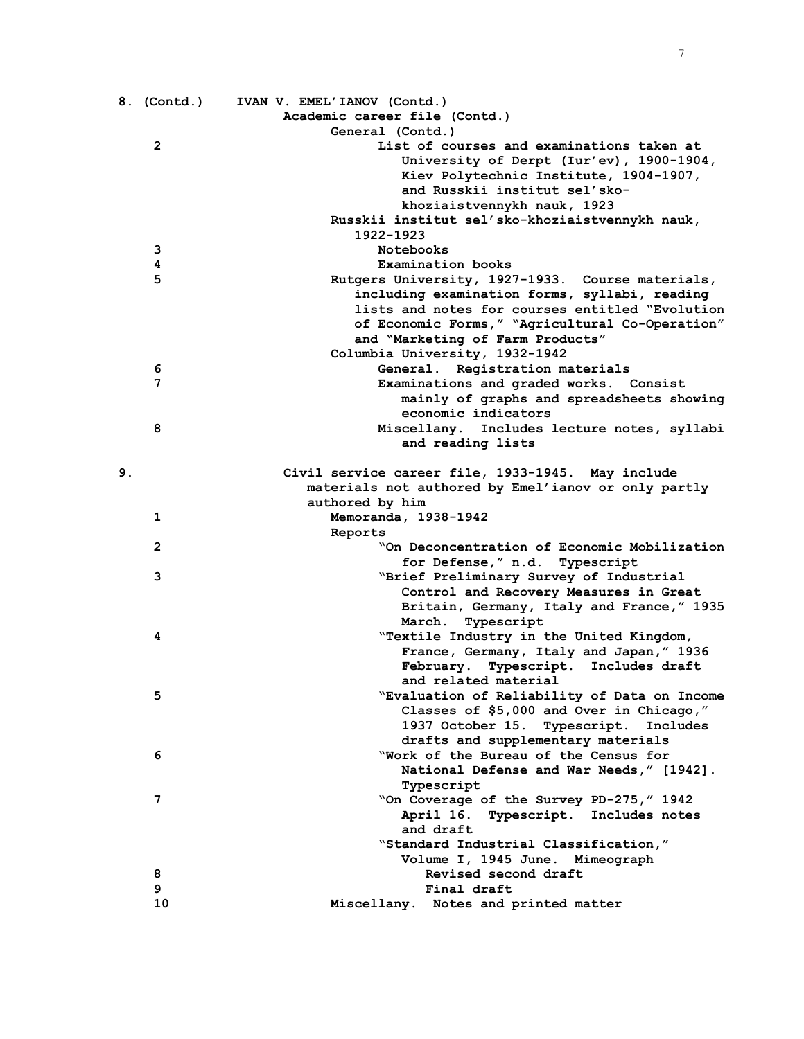8. (Contd.) IVAN V. EMEL'IANOV (Contd.)

Academic career file (Contd.)

General (Contd.)

2 List of courses and examinations taken at University of Derpt (Iur'ev), 1900-1904, Kiev Polytechnic Institute, 1904-1907, and Russkii institut sel'sko-khoziaistvennykh nauk, 1923

Russkii institut sel'sko-khoziaistvennykh nauk, 1922-1923

3 Notebooks

4 Examination books

5 Rutgers University, 1927-1933. Course materials, including examination forms, syllabi, reading lists and notes for courses entitled "Evolution of Economic Forms," "Agricultural Co-Operation" and "Marketing of Farm Products"

Columbia University, 1932-1942

6 General. Registration materials

7 Examinations and graded works. Consist mainly of graphs and spreadsheets showing economic indicators

8 Miscellany. Includes lecture notes, syllabi and reading lists

9. Civil service career file, 1933-1945. May include materials not authored by Emel'ianov or only partly authored by him

1 Memoranda, 1938-1942

Reports

2 "On Deconcentration of Economic Mobilization for Defense," n.d. Typescript

3 "Brief Preliminary Survey of Industrial Control and Recovery Measures in Great Britain, Germany, Italy and France," 1935 March. Typescript

4 "Textile Industry in the United Kingdom, France, Germany, Italy and Japan," 1936 February. Typescript. Includes draft and related material

5 "Evaluation of Reliability of Data on Income Classes of $5,000 and Over in Chicago," 1937 October 15. Typescript. Includes drafts and supplementary materials

6 "Work of the Bureau of the Census for National Defense and War Needs," [1942]. Typescript

7 "On Coverage of the Survey PD-275," 1942 April 16. Typescript. Includes notes and draft

"Standard Industrial Classification," Volume I, 1945 June. Mimeograph

8 Revised second draft

9 Final draft

10 Miscellany. Notes and printed matter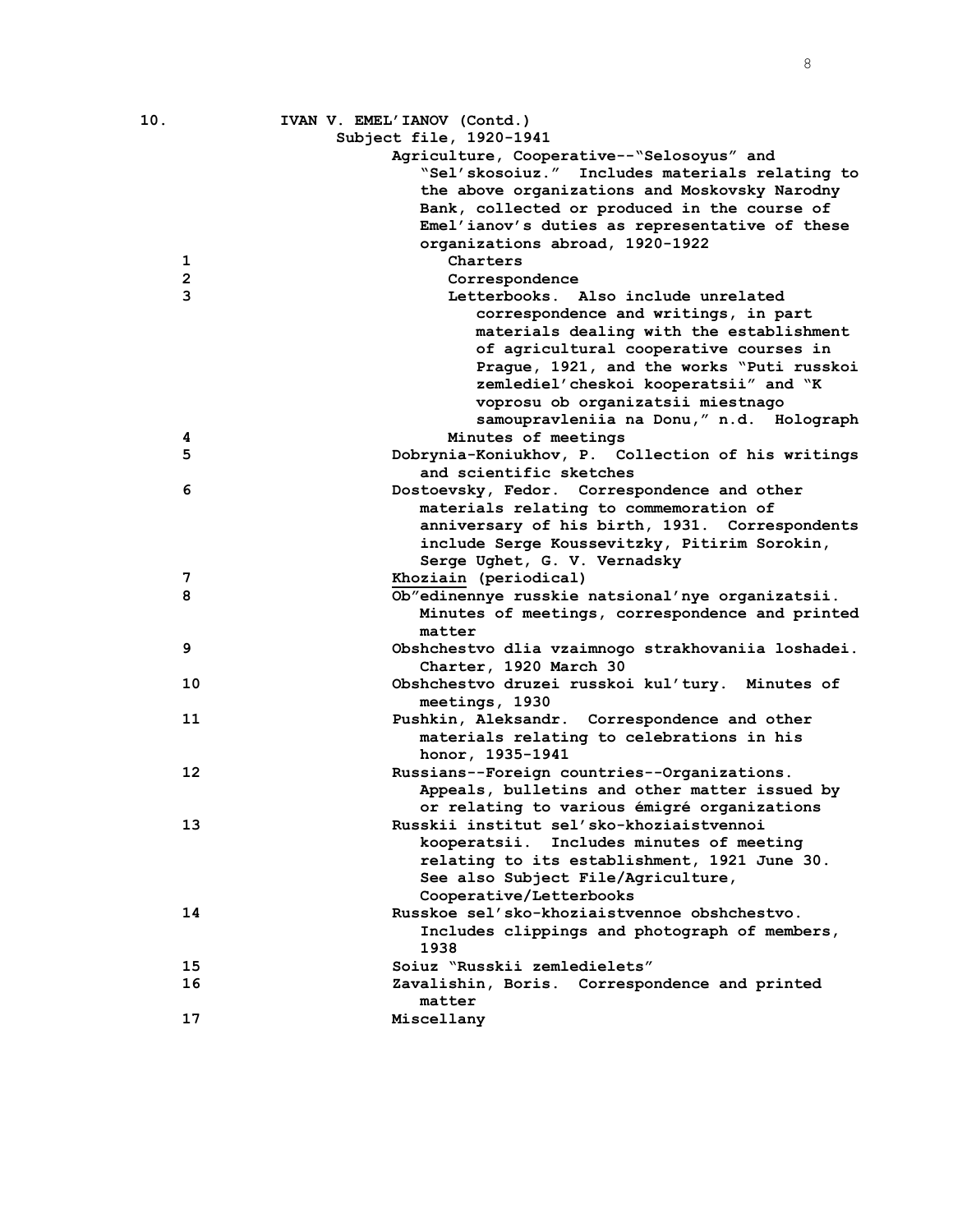10. **IVAN V. EMEL'IANOV (Contd.)**

**Subject file, 1920-1941**

**Agriculture, Cooperative--"Selosoyus" and "Sel'skosoiuz." Includes materials relating to the above organizations and Moskovsky Narodny Bank, collected or produced in the course of Emel'ianov's duties as representative of these organizations abroad, 1920-1922**

- **1** — **Charters**
- **2** — **Correspondence**
- **3** — **Letterbooks. Also include unrelated correspondence and writings, in part materials dealing with the establishment of agricultural cooperative courses in Prague, 1921, and the works "Puti russkoi zemlediel'cheskoi kooperatsii" and "K voprosu ob organizatsii miestnago samoupravleniia na Donu," n.d. Holograph**
- **4** — **Minutes of meetings**

- **5** — **Dobrynia-Koniukhov, P. Collection of his writings and scientific sketches**
- **6** — **Dostoevsky, Fedor. Correspondence and other materials relating to commemoration of anniversary of his birth, 1931. Correspondents include Serge Koussevitzky, Pitirim Sorokin, Serge Ughet, G. V. Vernadsky**
- **7** — **<u>Khoziain</u> (periodical)**
- **8** — **Ob"edinennye russkie natsional'nye organizatsii. Minutes of meetings, correspondence and printed matter**
- **9** — **Obshchestvo dlia vzaimnogo strakhovaniia loshadei. Charter, 1920 March 30**
- **10** — **Obshchestvo druzei russkoi kul'tury. Minutes of meetings, 1930**
- **11** — **Pushkin, Aleksandr. Correspondence and other materials relating to celebrations in his honor, 1935-1941**
- **12** — **Russians--Foreign countries--Organizations. Appeals, bulletins and other matter issued by or relating to various émigré organizations**
- **13** — **Russkii institut sel'sko-khoziaistvennoi kooperatsii. Includes minutes of meeting relating to its establishment, 1921 June 30. See also Subject File/Agriculture, Cooperative/Letterbooks**
- **14** — **Russkoe sel'sko-khoziaistvennoe obshchestvo. Includes clippings and photograph of members, 1938**
- **15** — **Soiuz "Russkii zemledielets"**
- **16** — **Zavalishin, Boris. Correspondence and printed matter**
- **17** — **Miscellany**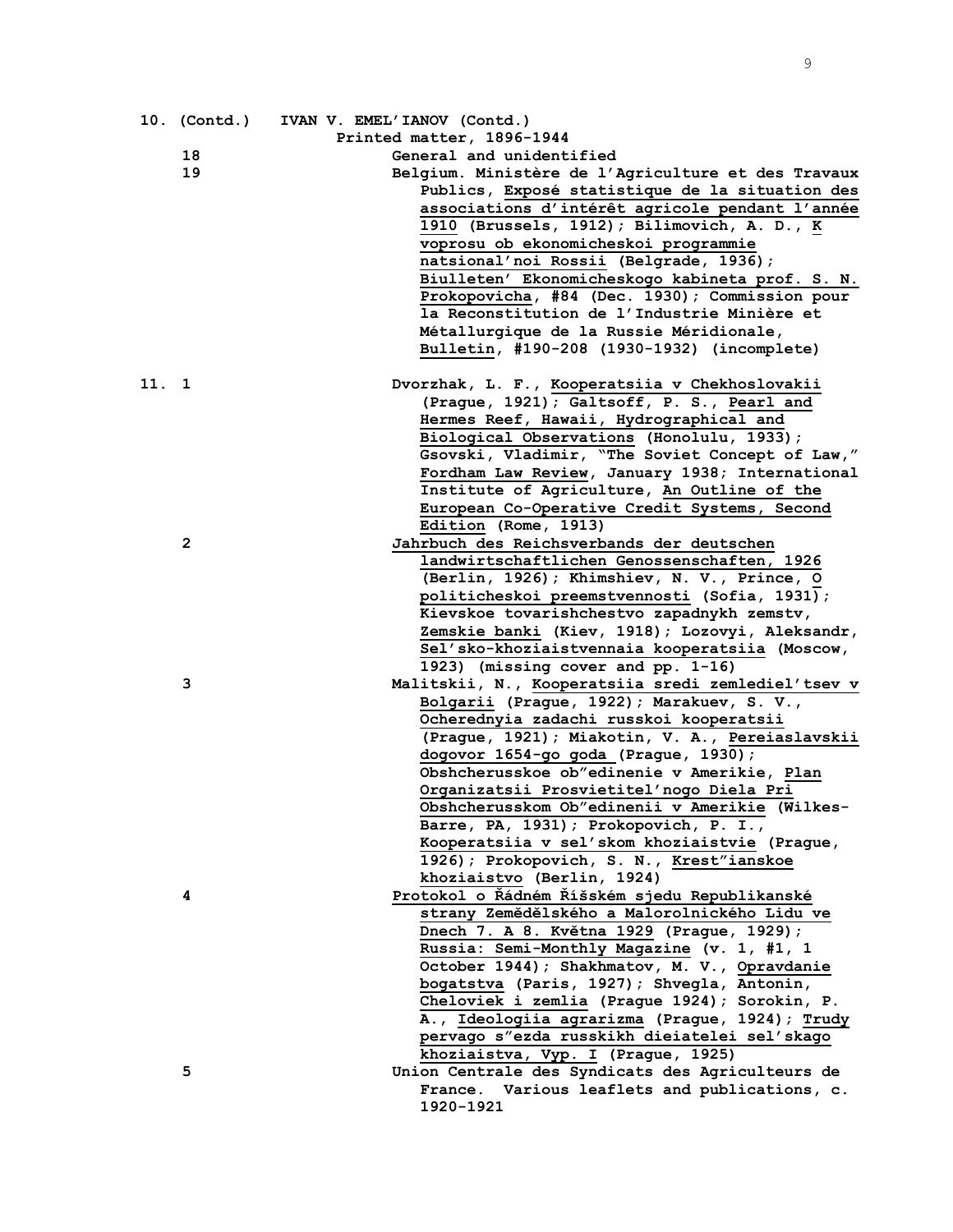**10. (Contd.)** **IVAN V. EMEL'IANOV (Contd.)**

**Printed matter, 1896-1944**

| Box | Folder | Contents |
|---|---|---|
| 10 | 18 | General and unidentified |
| | 19 | Belgium. Ministère de l'Agriculture et des Travaux Publics, Exposé statistique de la situation des associations d'intérêt agricole pendant l'année 1910 (Brussels, 1912); Bilimovich, A. D., K voprosu ob ekonomicheskoi programmie natsional'noi Rossii (Belgrade, 1936); Biulleten' Ekonomicheskogo kabineta prof. S. N. Prokopovicha, #84 (Dec. 1930); Commission pour la Reconstitution de l'Industrie Minière et Métallurgique de la Russie Méridionale, Bulletin, #190-208 (1930-1932) (incomplete) |
| 11 | 1 | Dvorzhak, L. F., Kooperatsiia v Chekhoslovakii (Prague, 1921); Galtsoff, P. S., Pearl and Hermes Reef, Hawaii, Hydrographical and Biological Observations (Honolulu, 1933); Gsovski, Vladimir, "The Soviet Concept of Law," Fordham Law Review, January 1938; International Institute of Agriculture, An Outline of the European Co-Operative Credit Systems, Second Edition (Rome, 1913) |
| | 2 | Jahrbuch des Reichsverbands der deutschen landwirtschaftlichen Genossenschaften, 1926 (Berlin, 1926); Khimshiev, N. V., Prince, O politicheskoi preemstvennosti (Sofia, 1931); Kievskoe tovarishchestvo zapadnykh zemstv, Zemskie banki (Kiev, 1918); Lozovyi, Aleksandr, Sel'sko-khoziaistvennaia kooperatsiia (Moscow, 1923) (missing cover and pp. 1-16) |
| | 3 | Malitskii, N., Kooperatsiia sredi zemlediel'tsev v Bolgarii (Prague, 1922); Marakuev, S. V., Ocherednyia zadachi russkoi kooperatsii (Prague, 1921); Miakotin, V. A., Pereiaslavskii dogovor 1654-go goda (Prague, 1930); Obshcherusskoe ob"edinenie v Amerikie, Plan Organizatsii Prosvietitel'nogo Diela Pri Obshcherusskom Ob"edinenii v Amerikie (Wilkes-Barre, PA, 1931); Prokopovich, P. I., Kooperatsiia v sel'skom khoziaistvie (Prague, 1926); Prokopovich, S. N., Krest"ianskoe khoziaistvo (Berlin, 1924) |
| | 4 | Protokol o Řádném Říšském sjedu Republikanské strany Zemědělského a Malorolnického Lidu ve Dnech 7. A 8. Května 1929 (Prague, 1929); Russia: Semi-Monthly Magazine (v. 1, #1, 1 October 1944); Shakhmatov, M. V., Opravdanie bogatstva (Paris, 1927); Shvegla, Antonin, Cheloviek i zemlia (Prague 1924); Sorokin, P. A., Ideologiia agrarizma (Prague, 1924); Trudy pervago s"ezda russkikh dieiatelei sel'skago khoziaistva, Vyp. I (Prague, 1925) |
| | 5 | Union Centrale des Syndicats des Agriculteurs de France. Various leaflets and publications, c. 1920-1921 |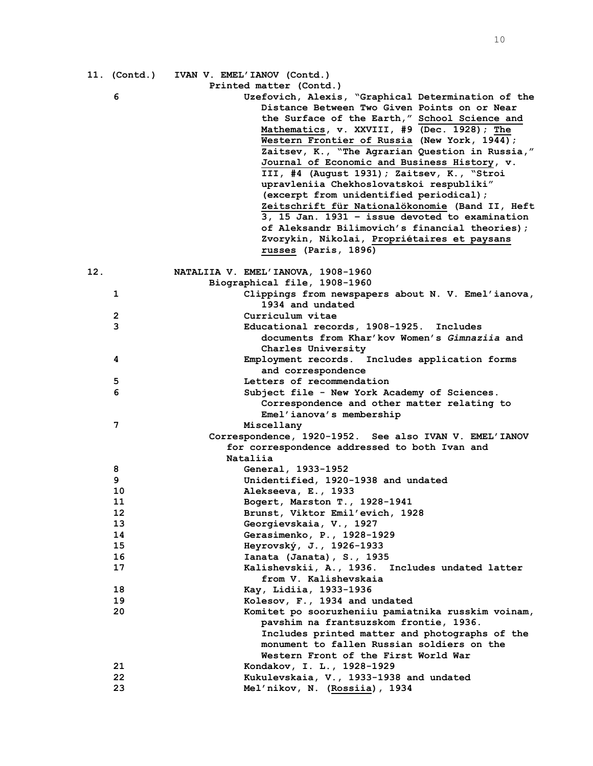**11. (Contd.) IVAN V. EMEL'IANOV (Contd.)**

**Printed matter (Contd.)**

**6** Uzefovich, Alexis, "Graphical Determination of the Distance Between Two Given Points on or Near the Surface of the Earth," School Science and Mathematics, v. XXVIII, #9 (Dec. 1928); The Western Frontier of Russia (New York, 1944); Zaitsev, K., "The Agrarian Question in Russia," Journal of Economic and Business History, v. III, #4 (August 1931); Zaitsev, K., "Stroi upravleniia Chekhoslovatskoi respubliki" (excerpt from unidentified periodical); Zeitschrift für Nationalökonomie (Band II, Heft 3, 15 Jan. 1931 – issue devoted to examination of Aleksandr Bilimovich's financial theories); Zvorykin, Nikolai, Propriétaires et paysans russes (Paris, 1896)

**12. NATALIIA V. EMEL'IANOVA, 1908-1960**

**Biographical file, 1908-1960**

**1** Clippings from newspapers about N. V. Emel'ianova, 1934 and undated

**2** Curriculum vitae

**3** Educational records, 1908-1925. Includes documents from Khar'kov Women's *Gimnaziia* and Charles University

**4** Employment records. Includes application forms and correspondence

**5** Letters of recommendation

**6** Subject file - New York Academy of Sciences. Correspondence and other matter relating to Emel'ianova's membership

**7** Miscellany

**Correspondence, 1920-1952. See also IVAN V. EMEL'IANOV for correspondence addressed to both Ivan and Nataliia**

**8** General, 1933-1952

**9** Unidentified, 1920-1938 and undated

**10** Alekseeva, E., 1933

**11** Bogert, Marston T., 1928-1941

**12** Brunst, Viktor Emil'evich, 1928

**13** Georgievskaia, V., 1927

**14** Gerasimenko, P., 1928-1929

**15** Heyrovský, J., 1926-1933

**16** Ianata (Janata), S., 1935

**17** Kalishevskii, A., 1936. Includes undated latter from V. Kalishevskaia

**18** Kay, Lidiia, 1933-1936

**19** Kolesov, F., 1934 and undated

**20** Komitet po sooruzheniiu pamiatnika russkim voinam, pavshim na frantsuzskom frontie, 1936. Includes printed matter and photographs of the monument to fallen Russian soldiers on the Western Front of the First World War

**21** Kondakov, I. L., 1928-1929

**22** Kukulevskaia, V., 1933-1938 and undated

**23** Mel'nikov, N. (Rossiia), 1934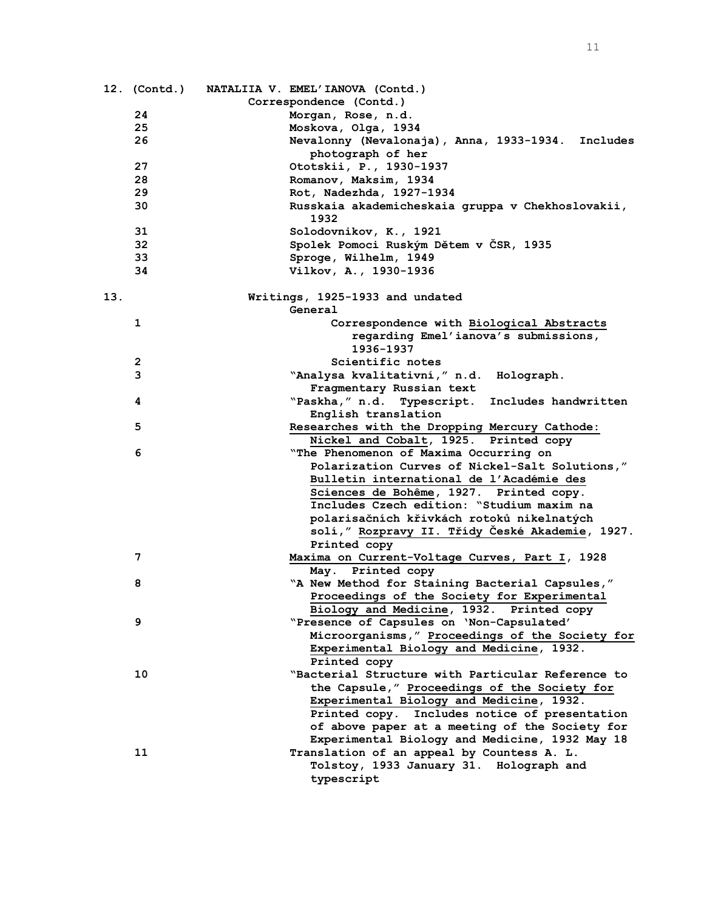**12. (Contd.) NATALIIA V. EMEL'IANOVA (Contd.)**

**Correspondence (Contd.)**

| Box/Folder | Description |
|---|---|
| 24 | Morgan, Rose, n.d. |
| 25 | Moskova, Olga, 1934 |
| 26 | Nevalonny (Nevalonaja), Anna, 1933-1934. Includes photograph of her |
| 27 | Ototskii, P., 1930-1937 |
| 28 | Romanov, Maksim, 1934 |
| 29 | Rot, Nadezhda, 1927-1934 |
| 30 | Russkaia akademicheskaia gruppa v Chekhoslovakii, 1932 |
| 31 | Solodovnikov, K., 1921 |
| 32 | Spolek Pomoci Ruským Dětem v ČSR, 1935 |
| 33 | Sproge, Wilhelm, 1949 |
| 34 | Vilkov, A., 1930-1936 |

**13. Writings, 1925-1933 and undated**

**General**

| Box/Folder | Description |
|---|---|
| 1 | Correspondence with <u>Biological Abstracts</u> regarding Emel'ianova's submissions, 1936-1937 |
| 2 | Scientific notes |
| 3 | "Analysa kvalitativní," n.d. Holograph. Fragmentary Russian text |
| 4 | "Paskha," n.d. Typescript. Includes handwritten English translation |
| 5 | <u>Researches with the Dropping Mercury Cathode: Nickel and Cobalt</u>, 1925. Printed copy |
| 6 | "The Phenomenon of Maxima Occurring on Polarization Curves of Nickel-Salt Solutions," <u>Bulletin international de l'Académie des Sciences de Bohême</u>, 1927. Printed copy. Includes Czech edition: "Studium maxim na polarisačních křivkách rotoků nikelnatých solí," <u>Rozpravy II. Třídy České Akademie</u>, 1927. Printed copy |
| 7 | <u>Maxima on Current-Voltage Curves, Part I</u>, 1928 May. Printed copy |
| 8 | "A New Method for Staining Bacterial Capsules," <u>Proceedings of the Society for Experimental Biology and Medicine</u>, 1932. Printed copy |
| 9 | "Presence of Capsules on 'Non-Capsulated' Microorganisms," <u>Proceedings of the Society for Experimental Biology and Medicine</u>, 1932. Printed copy |
| 10 | "Bacterial Structure with Particular Reference to the Capsule," <u>Proceedings of the Society for Experimental Biology and Medicine</u>, 1932. Printed copy. Includes notice of presentation of above paper at a meeting of the Society for Experimental Biology and Medicine, 1932 May 18 |
| 11 | Translation of an appeal by Countess A. L. Tolstoy, 1933 January 31. Holograph and typescript |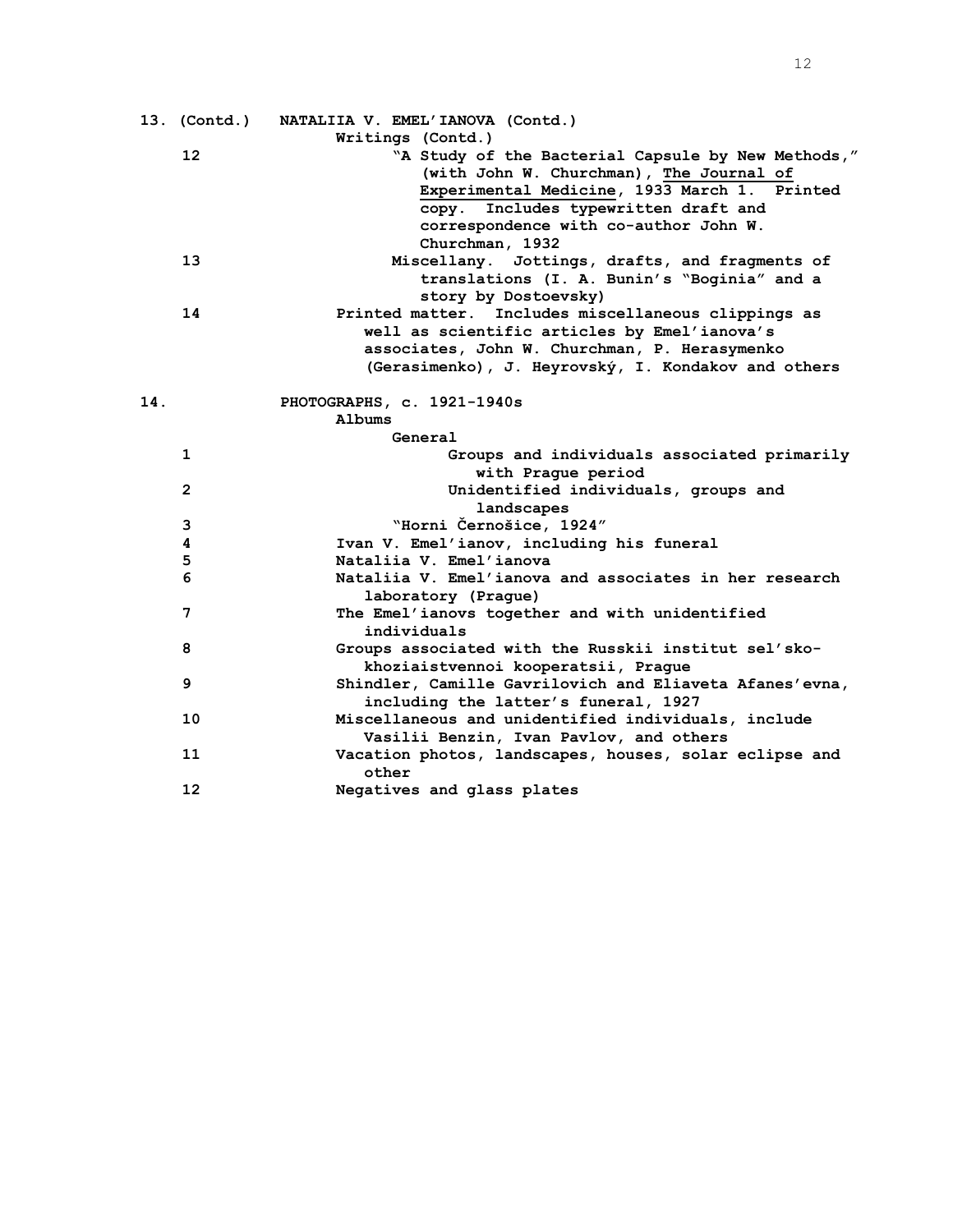**13. (Contd.)** **NATALIIA V. EMEL'IANOVA (Contd.)**

Writings (Contd.)

12 — "A Study of the Bacterial Capsule by New Methods," (with John W. Churchman), The Journal of Experimental Medicine, 1933 March 1. Printed copy. Includes typewritten draft and correspondence with co-author John W. Churchman, 1932

13 — Miscellany. Jottings, drafts, and fragments of translations (I. A. Bunin's "Boginia" and a story by Dostoevsky)

14 — Printed matter. Includes miscellaneous clippings as well as scientific articles by Emel'ianova's associates, John W. Churchman, P. Herasymenko (Gerasimenko), J. Heyrovský, I. Kondakov and others

**14.** **PHOTOGRAPHS, c. 1921-1940s**

Albums

General

1 — Groups and individuals associated primarily with Prague period

2 — Unidentified individuals, groups and landscapes

3 — "Horni Černošice, 1924"

4 — Ivan V. Emel'ianov, including his funeral

5 — Nataliia V. Emel'ianova

6 — Nataliia V. Emel'ianova and associates in her research laboratory (Prague)

7 — The Emel'ianovs together and with unidentified individuals

8 — Groups associated with the Russkii institut sel'sko-khoziaistvennoi kooperatsii, Prague

9 — Shindler, Camille Gavrilovich and Eliaveta Afanes'evna, including the latter's funeral, 1927

10 — Miscellaneous and unidentified individuals, include Vasilii Benzin, Ivan Pavlov, and others

11 — Vacation photos, landscapes, houses, solar eclipse and other

12 — Negatives and glass plates